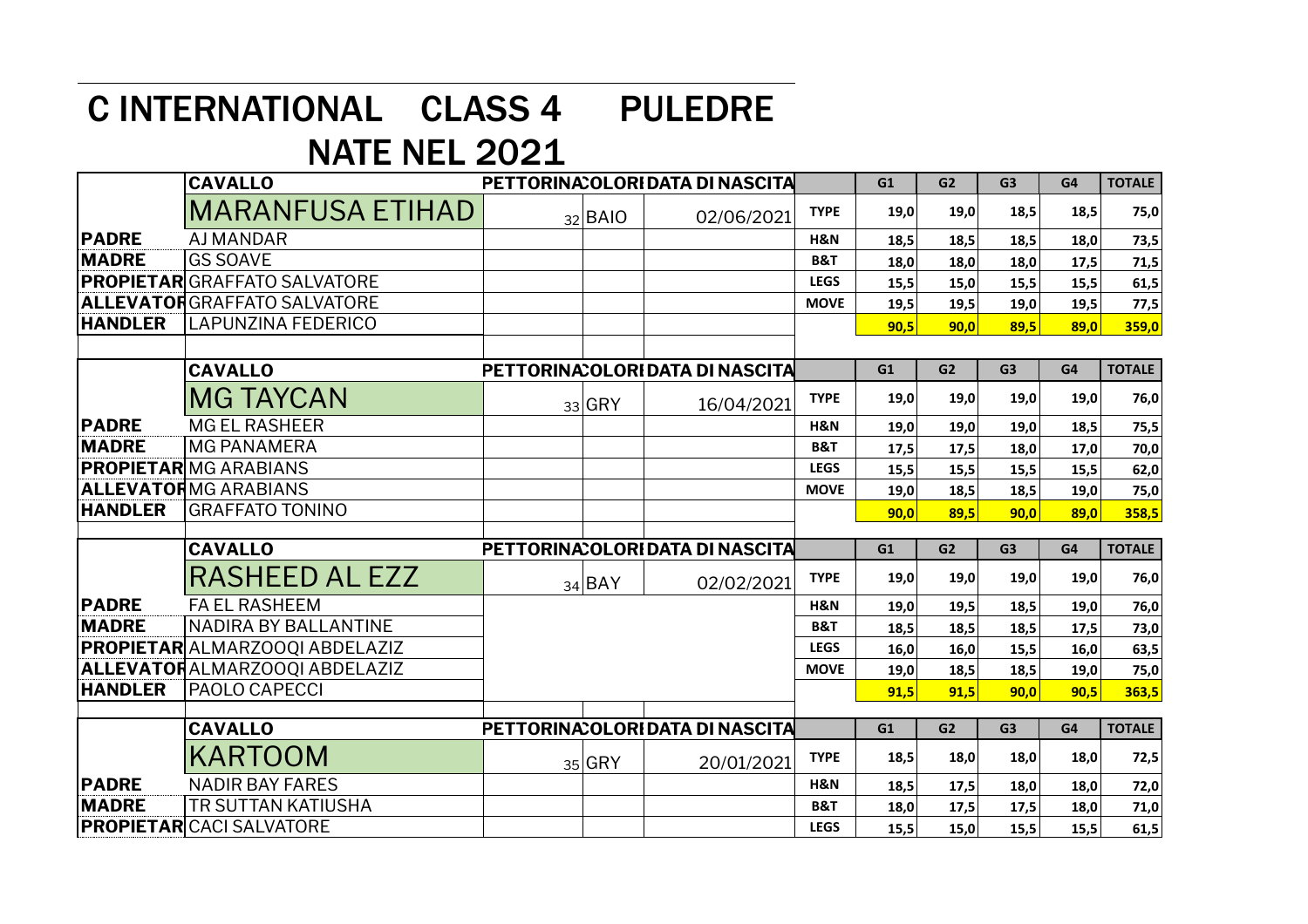# C INTERNATIONAL CLASS 4 PULEDRE NATE NEL 2021

| | CAVALLO | PETTORINA | COLORI | DATA DI NASCITA | | G1 | G2 | G3 | G4 | TOTALE |
|---|---|---|---|---|---|---|---|---|---|---|
| | MARANFUSA ETIHAD | 32 | BAIO | 02/06/2021 | TYPE | 19,0 | 19,0 | 18,5 | 18,5 | 75,0 |
| PADRE | AJ MANDAR | | | | H&N | 18,5 | 18,5 | 18,5 | 18,0 | 73,5 |
| MADRE | GS SOAVE | | | | B&T | 18,0 | 18,0 | 18,0 | 17,5 | 71,5 |
| PROPIETAR | GRAFFATO SALVATORE | | | | LEGS | 15,5 | 15,0 | 15,5 | 15,5 | 61,5 |
| ALLEVATOR | GRAFFATO SALVATORE | | | | MOVE | 19,5 | 19,5 | 19,0 | 19,5 | 77,5 |
| HANDLER | LAPUNZINA FEDERICO | | | | | 90,5 | 90,0 | 89,5 | 89,0 | 359,0 |

| | CAVALLO | PETTORINA | COLORI | DATA DI NASCITA | | G1 | G2 | G3 | G4 | TOTALE |
|---|---|---|---|---|---|---|---|---|---|---|
| | MG TAYCAN | 33 | GRY | 16/04/2021 | TYPE | 19,0 | 19,0 | 19,0 | 19,0 | 76,0 |
| PADRE | MG EL RASHEER | | | | H&N | 19,0 | 19,0 | 19,0 | 18,5 | 75,5 |
| MADRE | MG PANAMERA | | | | B&T | 17,5 | 17,5 | 18,0 | 17,0 | 70,0 |
| PROPIETAR | MG ARABIANS | | | | LEGS | 15,5 | 15,5 | 15,5 | 15,5 | 62,0 |
| ALLEVATOR | MG ARABIANS | | | | MOVE | 19,0 | 18,5 | 18,5 | 19,0 | 75,0 |
| HANDLER | GRAFFATO TONINO | | | | | 90,0 | 89,5 | 90,0 | 89,0 | 358,5 |

| | CAVALLO | PETTORINA | COLORI | DATA DI NASCITA | | G1 | G2 | G3 | G4 | TOTALE |
|---|---|---|---|---|---|---|---|---|---|---|
| | RASHEED AL EZZ | 34 | BAY | 02/02/2021 | TYPE | 19,0 | 19,0 | 19,0 | 19,0 | 76,0 |
| PADRE | FA EL RASHEEM | | | | H&N | 19,0 | 19,5 | 18,5 | 19,0 | 76,0 |
| MADRE | NADIRA BY BALLANTINE | | | | B&T | 18,5 | 18,5 | 18,5 | 17,5 | 73,0 |
| PROPIETAR | ALMARZOOQI ABDELAZIZ | | | | LEGS | 16,0 | 16,0 | 15,5 | 16,0 | 63,5 |
| ALLEVATOR | ALMARZOOQI ABDELAZIZ | | | | MOVE | 19,0 | 18,5 | 18,5 | 19,0 | 75,0 |
| HANDLER | PAOLO CAPECCI | | | | | 91,5 | 91,5 | 90,0 | 90,5 | 363,5 |

| | CAVALLO | PETTORINA | COLORI | DATA DI NASCITA | | G1 | G2 | G3 | G4 | TOTALE |
|---|---|---|---|---|---|---|---|---|---|---|
| | KARTOOM | 35 | GRY | 20/01/2021 | TYPE | 18,5 | 18,0 | 18,0 | 18,0 | 72,5 |
| PADRE | NADIR BAY FARES | | | | H&N | 18,5 | 17,5 | 18,0 | 18,0 | 72,0 |
| MADRE | TR SUTTAN KATIUSHA | | | | B&T | 18,0 | 17,5 | 17,5 | 18,0 | 71,0 |
| PROPIETAR | CACI SALVATORE | | | | LEGS | 15,5 | 15,0 | 15,5 | 15,5 | 61,5 |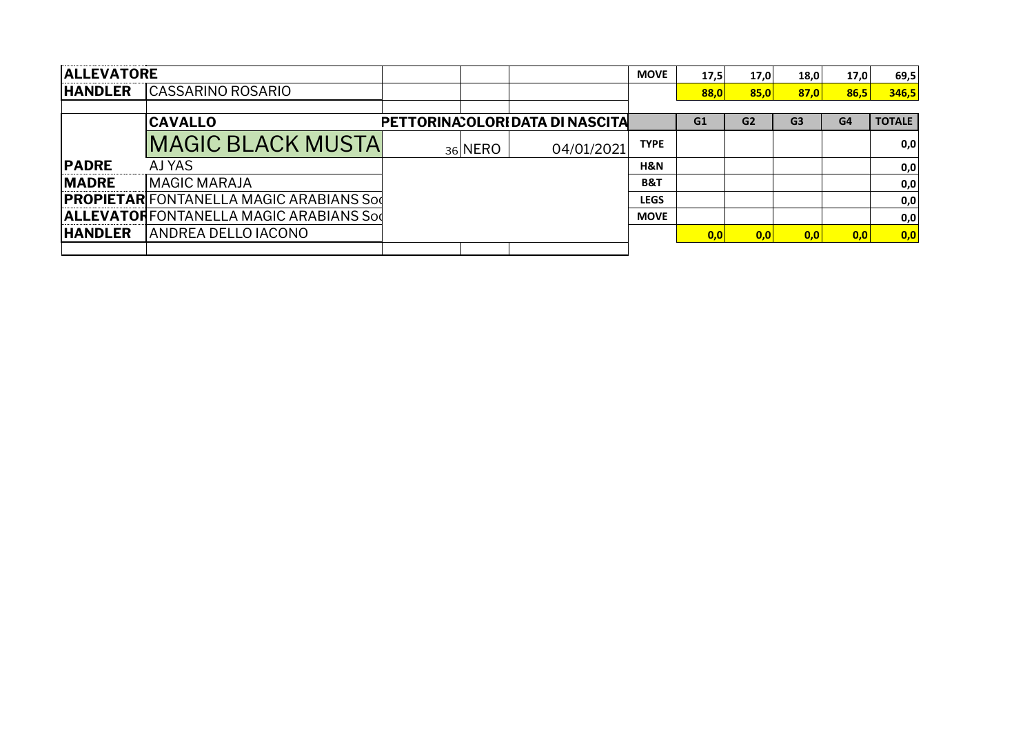| | | | | | | | | | | |
|---|---|---|---|---|---|---|---|---|---|---|
| **ALLEVATORE** | | | | | **MOVE** | **17,5** | **17,0** | **18,0** | **17,0** | **69,5** |
| **HANDLER** | CASSARINO ROSARIO | | | | | **88,0** | **85,0** | **87,0** | **86,5** | **346,5** |
| | | | | | | | | | | |
| | **CAVALLO** | **PETTORINA** | **COLORI** | **DATA DI NASCITA** | | **G1** | **G2** | **G3** | **G4** | **TOTALE** |
| | MAGIC BLACK MUSTA | 36 | NERO | 04/01/2021 | **TYPE** | | | | | **0,0** |
| **PADRE** | AJ YAS | | | | **H&N** | | | | | **0,0** |
| **MADRE** | MAGIC MARAJA | | | | **B&T** | | | | | **0,0** |
| **PROPIETAR** | FONTANELLA MAGIC ARABIANS Soc | | | | **LEGS** | | | | | **0,0** |
| **ALLEVATOR** | FONTANELLA MAGIC ARABIANS Soc | | | | **MOVE** | | | | | **0,0** |
| **HANDLER** | ANDREA DELLO IACONO | | | | | **0,0** | **0,0** | **0,0** | **0,0** | **0,0** |